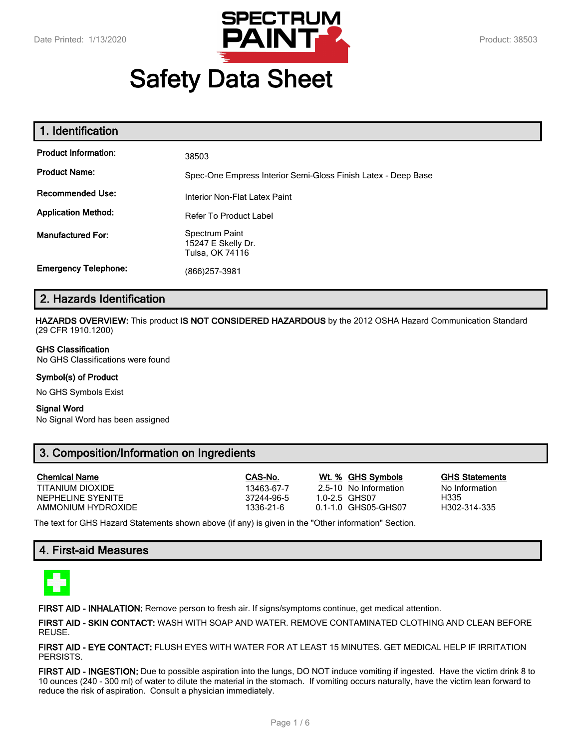# Safety Data Sheet

## 1. Identification

| | |
|---|---|
| **Product Information:** | 38503 |
| **Product Name:** | Spec-One Empress Interior Semi-Gloss Finish Latex - Deep Base |
| **Recommended Use:** | Interior Non-Flat Latex Paint |
| **Application Method:** | Refer To Product Label |
| **Manufactured For:** | Spectrum Paint<br>15247 E Skelly Dr.<br>Tulsa, OK 74116 |
| **Emergency Telephone:** | (866)257-3981 |

## 2. Hazards Identification

**HAZARDS OVERVIEW:** This product **IS NOT CONSIDERED HAZARDOUS** by the 2012 OSHA Hazard Communication Standard (29 CFR 1910.1200)

**GHS Classification**
No GHS Classifications were found

**Symbol(s) of Product**

No GHS Symbols Exist

**Signal Word**
No Signal Word has been assigned

## 3. Composition/Information on Ingredients

| Chemical Name | CAS-No. | Wt. % | GHS Symbols | GHS Statements |
|---|---|---|---|---|
| TITANIUM DIOXIDE | 13463-67-7 | 2.5-10 | No Information | No Information |
| NEPHELINE SYENITE | 37244-96-5 | 1.0-2.5 | GHS07 | H335 |
| AMMONIUM HYDROXIDE | 1336-21-6 | 0.1-1.0 | GHS05-GHS07 | H302-314-335 |

The text for GHS Hazard Statements shown above (if any) is given in the "Other information" Section.

## 4. First-aid Measures

**FIRST AID - INHALATION:** Remove person to fresh air. If signs/symptoms continue, get medical attention.

**FIRST AID - SKIN CONTACT:** WASH WITH SOAP AND WATER. REMOVE CONTAMINATED CLOTHING AND CLEAN BEFORE REUSE.

**FIRST AID - EYE CONTACT:** FLUSH EYES WITH WATER FOR AT LEAST 15 MINUTES. GET MEDICAL HELP IF IRRITATION PERSISTS.

**FIRST AID - INGESTION:** Due to possible aspiration into the lungs, DO NOT induce vomiting if ingested. Have the victim drink 8 to 10 ounces (240 - 300 ml) of water to dilute the material in the stomach. If vomiting occurs naturally, have the victim lean forward to reduce the risk of aspiration. Consult a physician immediately.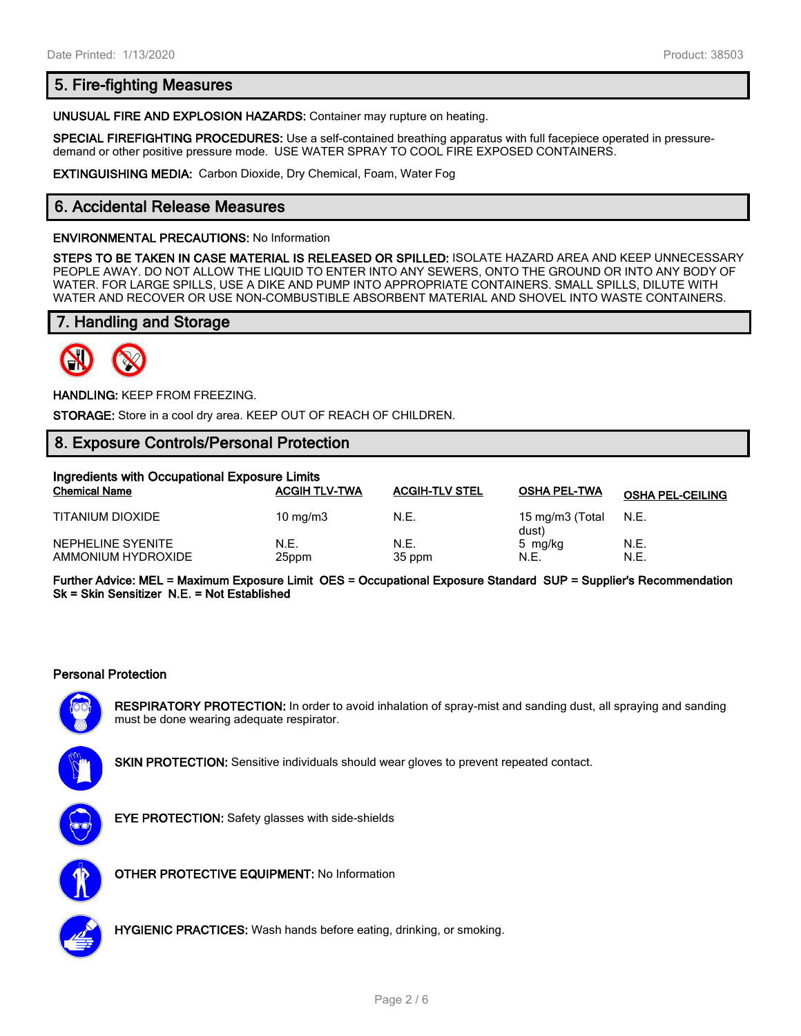## 5. Fire-fighting Measures

**UNUSUAL FIRE AND EXPLOSION HAZARDS:** Container may rupture on heating.

**SPECIAL FIREFIGHTING PROCEDURES:** Use a self-contained breathing apparatus with full facepiece operated in pressure-demand or other positive pressure mode. USE WATER SPRAY TO COOL FIRE EXPOSED CONTAINERS.

**EXTINGUISHING MEDIA:** Carbon Dioxide, Dry Chemical, Foam, Water Fog

## 6. Accidental Release Measures

**ENVIRONMENTAL PRECAUTIONS:** No Information

**STEPS TO BE TAKEN IN CASE MATERIAL IS RELEASED OR SPILLED:** ISOLATE HAZARD AREA AND KEEP UNNECESSARY PEOPLE AWAY. DO NOT ALLOW THE LIQUID TO ENTER INTO ANY SEWERS, ONTO THE GROUND OR INTO ANY BODY OF WATER. FOR LARGE SPILLS, USE A DIKE AND PUMP INTO APPROPRIATE CONTAINERS. SMALL SPILLS, DILUTE WITH WATER AND RECOVER OR USE NON-COMBUSTIBLE ABSORBENT MATERIAL AND SHOVEL INTO WASTE CONTAINERS.

## 7. Handling and Storage

**HANDLING:** KEEP FROM FREEZING.

**STORAGE:** Store in a cool dry area. KEEP OUT OF REACH OF CHILDREN.

## 8. Exposure Controls/Personal Protection

**Ingredients with Occupational Exposure Limits**

| Chemical Name | ACGIH TLV-TWA | ACGIH-TLV STEL | OSHA PEL-TWA | OSHA PEL-CEILING |
|---|---|---|---|---|
| TITANIUM DIOXIDE | 10 mg/m3 | N.E. | 15 mg/m3 (Total dust) | N.E. |
| NEPHELINE SYENITE | N.E. | N.E. | 5 mg/kg | N.E. |
| AMMONIUM HYDROXIDE | 25ppm | 35 ppm | N.E. | N.E. |

**Further Advice: MEL = Maximum Exposure Limit OES = Occupational Exposure Standard SUP = Supplier's Recommendation Sk = Skin Sensitizer N.E. = Not Established**

### Personal Protection

**RESPIRATORY PROTECTION:** In order to avoid inhalation of spray-mist and sanding dust, all spraying and sanding must be done wearing adequate respirator.

**SKIN PROTECTION:** Sensitive individuals should wear gloves to prevent repeated contact.

**EYE PROTECTION:** Safety glasses with side-shields

**OTHER PROTECTIVE EQUIPMENT:** No Information

**HYGIENIC PRACTICES:** Wash hands before eating, drinking, or smoking.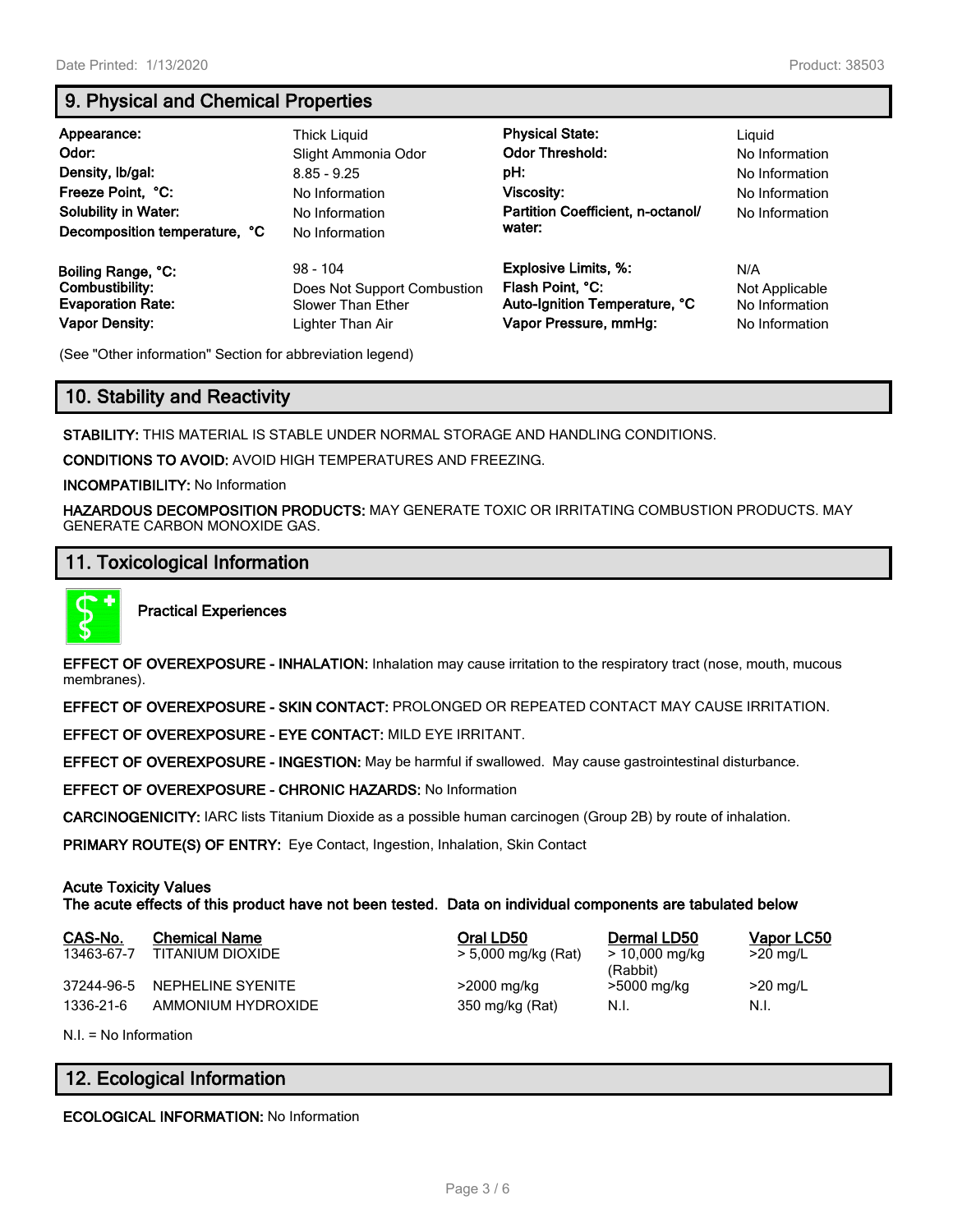## 9. Physical and Chemical Properties

| | | | |
|---|---|---|---|
| **Appearance:** | Thick Liquid | **Physical State:** | Liquid |
| **Odor:** | Slight Ammonia Odor | **Odor Threshold:** | No Information |
| **Density, lb/gal:** | 8.85 - 9.25 | **pH:** | No Information |
| **Freeze Point, °C:** | No Information | **Viscosity:** | No Information |
| **Solubility in Water:** | No Information | **Partition Coefficient, n-octanol/ water:** | No Information |
| **Decomposition temperature, °C** | No Information | | |
| **Boiling Range, °C:** | 98 - 104 | **Explosive Limits, %:** | N/A |
| **Combustibility:** | Does Not Support Combustion | **Flash Point, °C:** | Not Applicable |
| **Evaporation Rate:** | Slower Than Ether | **Auto-Ignition Temperature, °C** | No Information |
| **Vapor Density:** | Lighter Than Air | **Vapor Pressure, mmHg:** | No Information |

(See "Other information" Section for abbreviation legend)

## 10. Stability and Reactivity

**STABILITY:** THIS MATERIAL IS STABLE UNDER NORMAL STORAGE AND HANDLING CONDITIONS.

**CONDITIONS TO AVOID:** AVOID HIGH TEMPERATURES AND FREEZING.

**INCOMPATIBILITY:** No Information

**HAZARDOUS DECOMPOSITION PRODUCTS:** MAY GENERATE TOXIC OR IRRITATING COMBUSTION PRODUCTS. MAY GENERATE CARBON MONOXIDE GAS.

## 11. Toxicological Information

**Practical Experiences**

**EFFECT OF OVEREXPOSURE - INHALATION:** Inhalation may cause irritation to the respiratory tract (nose, mouth, mucous membranes).

**EFFECT OF OVEREXPOSURE - SKIN CONTACT:** PROLONGED OR REPEATED CONTACT MAY CAUSE IRRITATION.

**EFFECT OF OVEREXPOSURE - EYE CONTACT:** MILD EYE IRRITANT.

**EFFECT OF OVEREXPOSURE - INGESTION:** May be harmful if swallowed. May cause gastrointestinal disturbance.

**EFFECT OF OVEREXPOSURE - CHRONIC HAZARDS:** No Information

**CARCINOGENICITY:** IARC lists Titanium Dioxide as a possible human carcinogen (Group 2B) by route of inhalation.

**PRIMARY ROUTE(S) OF ENTRY:** Eye Contact, Ingestion, Inhalation, Skin Contact

**Acute Toxicity Values**
**The acute effects of this product have not been tested. Data on individual components are tabulated below**

| CAS-No. | Chemical Name | Oral LD50 | Dermal LD50 | Vapor LC50 |
|---|---|---|---|---|
| 13463-67-7 | TITANIUM DIOXIDE | > 5,000 mg/kg (Rat) | > 10,000 mg/kg (Rabbit) | >20 mg/L |
| 37244-96-5 | NEPHELINE SYENITE | >2000 mg/kg | >5000 mg/kg | >20 mg/L |
| 1336-21-6 | AMMONIUM HYDROXIDE | 350 mg/kg (Rat) | N.I. | N.I. |

N.I. = No Information

## 12. Ecological Information

**ECOLOGICAL INFORMATION:** No Information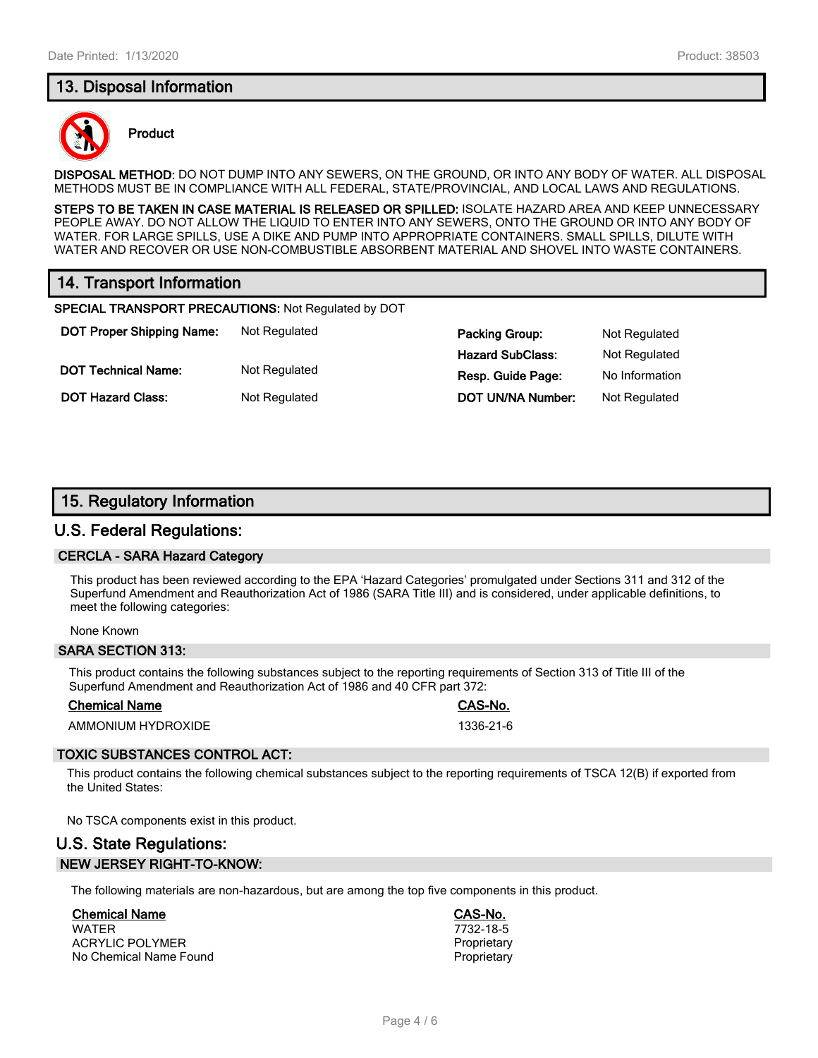## 13. Disposal Information

**Product**

**DISPOSAL METHOD:** DO NOT DUMP INTO ANY SEWERS, ON THE GROUND, OR INTO ANY BODY OF WATER. ALL DISPOSAL METHODS MUST BE IN COMPLIANCE WITH ALL FEDERAL, STATE/PROVINCIAL, AND LOCAL LAWS AND REGULATIONS.

**STEPS TO BE TAKEN IN CASE MATERIAL IS RELEASED OR SPILLED:** ISOLATE HAZARD AREA AND KEEP UNNECESSARY PEOPLE AWAY. DO NOT ALLOW THE LIQUID TO ENTER INTO ANY SEWERS, ONTO THE GROUND OR INTO ANY BODY OF WATER. FOR LARGE SPILLS, USE A DIKE AND PUMP INTO APPROPRIATE CONTAINERS. SMALL SPILLS, DILUTE WITH WATER AND RECOVER OR USE NON-COMBUSTIBLE ABSORBENT MATERIAL AND SHOVEL INTO WASTE CONTAINERS.

## 14. Transport Information

**SPECIAL TRANSPORT PRECAUTIONS:** Not Regulated by DOT

| | | | |
|---|---|---|---|
| **DOT Proper Shipping Name:** | Not Regulated | **Packing Group:** | Not Regulated |
| | | **Hazard SubClass:** | Not Regulated |
| **DOT Technical Name:** | Not Regulated | **Resp. Guide Page:** | No Information |
| **DOT Hazard Class:** | Not Regulated | **DOT UN/NA Number:** | Not Regulated |

## 15. Regulatory Information

### U.S. Federal Regulations:

#### CERCLA - SARA Hazard Category

This product has been reviewed according to the EPA 'Hazard Categories' promulgated under Sections 311 and 312 of the Superfund Amendment and Reauthorization Act of 1986 (SARA Title III) and is considered, under applicable definitions, to meet the following categories:

None Known

#### SARA SECTION 313:

This product contains the following substances subject to the reporting requirements of Section 313 of Title III of the Superfund Amendment and Reauthorization Act of 1986 and 40 CFR part 372:

| Chemical Name | CAS-No. |
|---|---|
| AMMONIUM HYDROXIDE | 1336-21-6 |

#### TOXIC SUBSTANCES CONTROL ACT:

This product contains the following chemical substances subject to the reporting requirements of TSCA 12(B) if exported from the United States:

No TSCA components exist in this product.

### U.S. State Regulations:

#### NEW JERSEY RIGHT-TO-KNOW:

The following materials are non-hazardous, but are among the top five components in this product.

| Chemical Name | CAS-No. |
|---|---|
| WATER | 7732-18-5 |
| ACRYLIC POLYMER | Proprietary |
| No Chemical Name Found | Proprietary |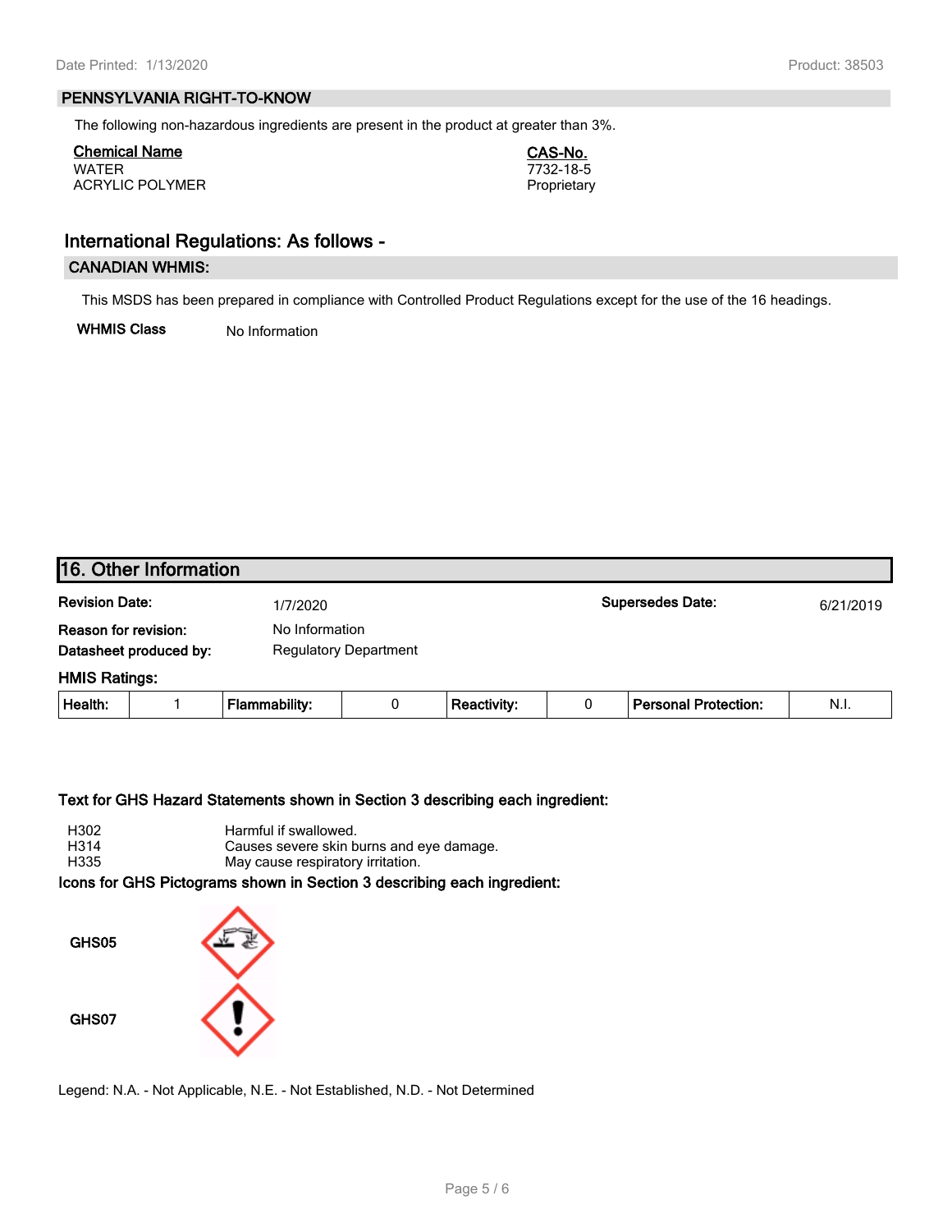## PENNSYLVANIA RIGHT-TO-KNOW

The following non-hazardous ingredients are present in the product at greater than 3%.

| Chemical Name | CAS-No. |
|---|---|
| WATER | 7732-18-5 |
| ACRYLIC POLYMER | Proprietary |

## International Regulations: As follows -

### CANADIAN WHMIS:

This MSDS has been prepared in compliance with Controlled Product Regulations except for the use of the 16 headings.

**WHMIS Class** No Information

## 16. Other Information

**Revision Date:** 1/7/2020 **Supersedes Date:** 6/21/2019

**Reason for revision:** No Information

**Datasheet produced by:** Regulatory Department

**HMIS Ratings:**

| Health: | 1 | Flammability: | 0 | Reactivity: | 0 | Personal Protection: | N.I. |
|---|---|---|---|---|---|---|---|

**Text for GHS Hazard Statements shown in Section 3 describing each ingredient:**

H302 Harmful if swallowed.
H314 Causes severe skin burns and eye damage.
H335 May cause respiratory irritation.

**Icons for GHS Pictograms shown in Section 3 describing each ingredient:**

GHS05

GHS07

Legend: N.A. - Not Applicable, N.E. - Not Established, N.D. - Not Determined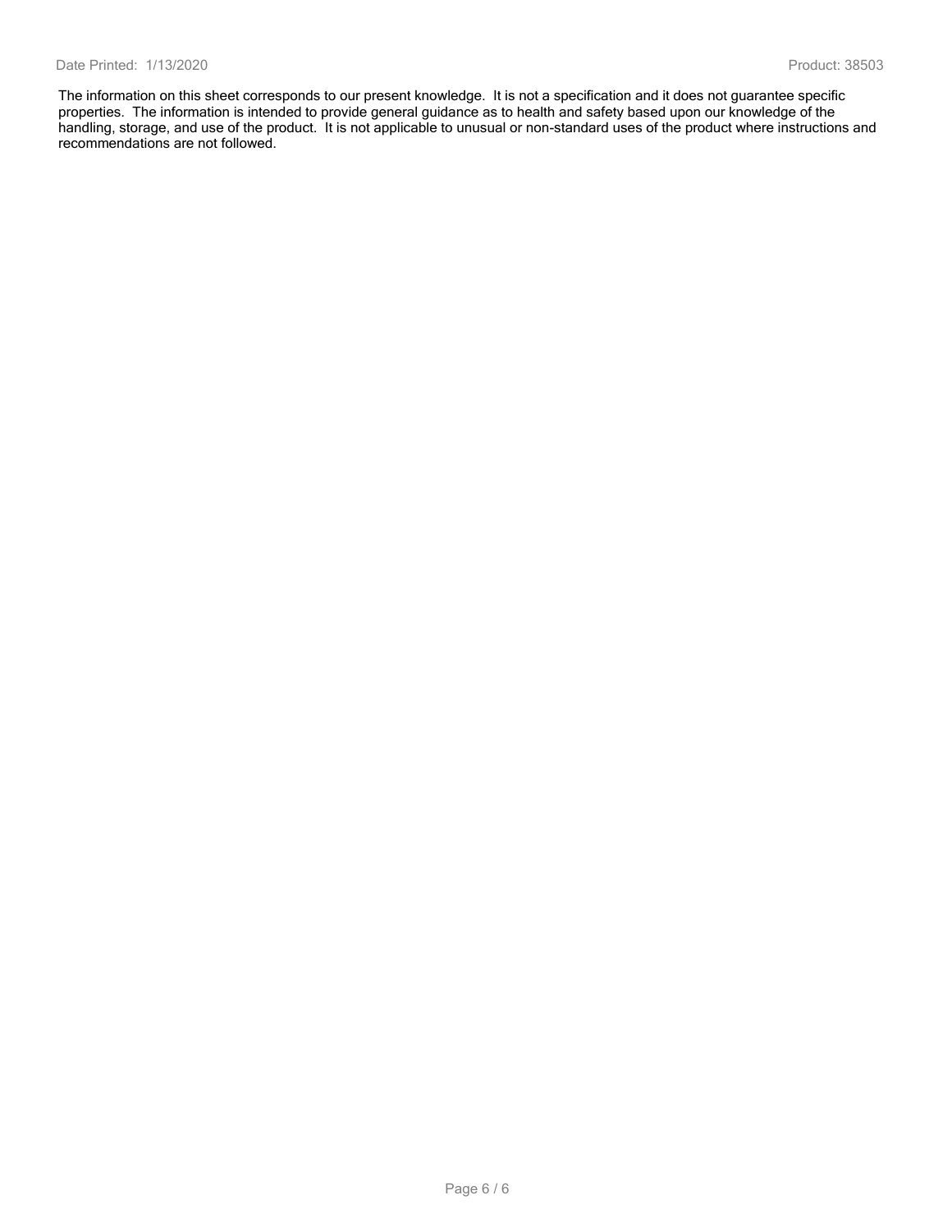The information on this sheet corresponds to our present knowledge. It is not a specification and it does not guarantee specific properties. The information is intended to provide general guidance as to health and safety based upon our knowledge of the handling, storage, and use of the product. It is not applicable to unusual or non-standard uses of the product where instructions and recommendations are not followed.